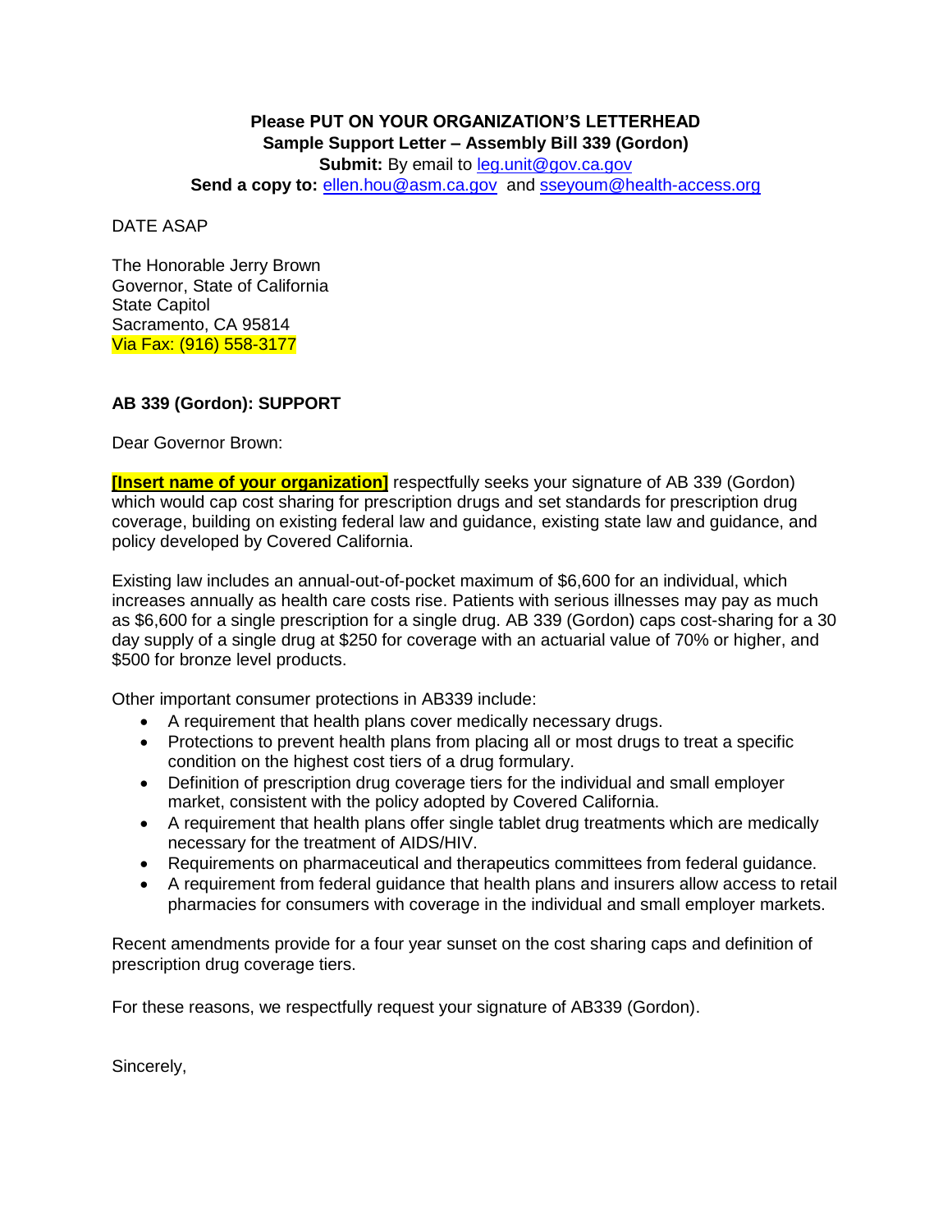**Please PUT ON YOUR ORGANIZATION'S LETTERHEAD**
**Sample Support Letter – Assembly Bill 339 (Gordon)**
**Submit:** By email to leg.unit@gov.ca.gov
**Send a copy to:** ellen.hou@asm.ca.gov and sseyoum@health-access.org

DATE ASAP

The Honorable Jerry Brown
Governor, State of California
State Capitol
Sacramento, CA 95814
Via Fax: (916) 558-3177

**AB 339 (Gordon): SUPPORT**

Dear Governor Brown:

**[Insert name of your organization]** respectfully seeks your signature of AB 339 (Gordon) which would cap cost sharing for prescription drugs and set standards for prescription drug coverage, building on existing federal law and guidance, existing state law and guidance, and policy developed by Covered California.

Existing law includes an annual-out-of-pocket maximum of $6,600 for an individual, which increases annually as health care costs rise. Patients with serious illnesses may pay as much as $6,600 for a single prescription for a single drug. AB 339 (Gordon) caps cost-sharing for a 30 day supply of a single drug at $250 for coverage with an actuarial value of 70% or higher, and $500 for bronze level products.

Other important consumer protections in AB339 include:

- A requirement that health plans cover medically necessary drugs.
- Protections to prevent health plans from placing all or most drugs to treat a specific condition on the highest cost tiers of a drug formulary.
- Definition of prescription drug coverage tiers for the individual and small employer market, consistent with the policy adopted by Covered California.
- A requirement that health plans offer single tablet drug treatments which are medically necessary for the treatment of AIDS/HIV.
- Requirements on pharmaceutical and therapeutics committees from federal guidance.
- A requirement from federal guidance that health plans and insurers allow access to retail pharmacies for consumers with coverage in the individual and small employer markets.

Recent amendments provide for a four year sunset on the cost sharing caps and definition of prescription drug coverage tiers.

For these reasons, we respectfully request your signature of AB339 (Gordon).

Sincerely,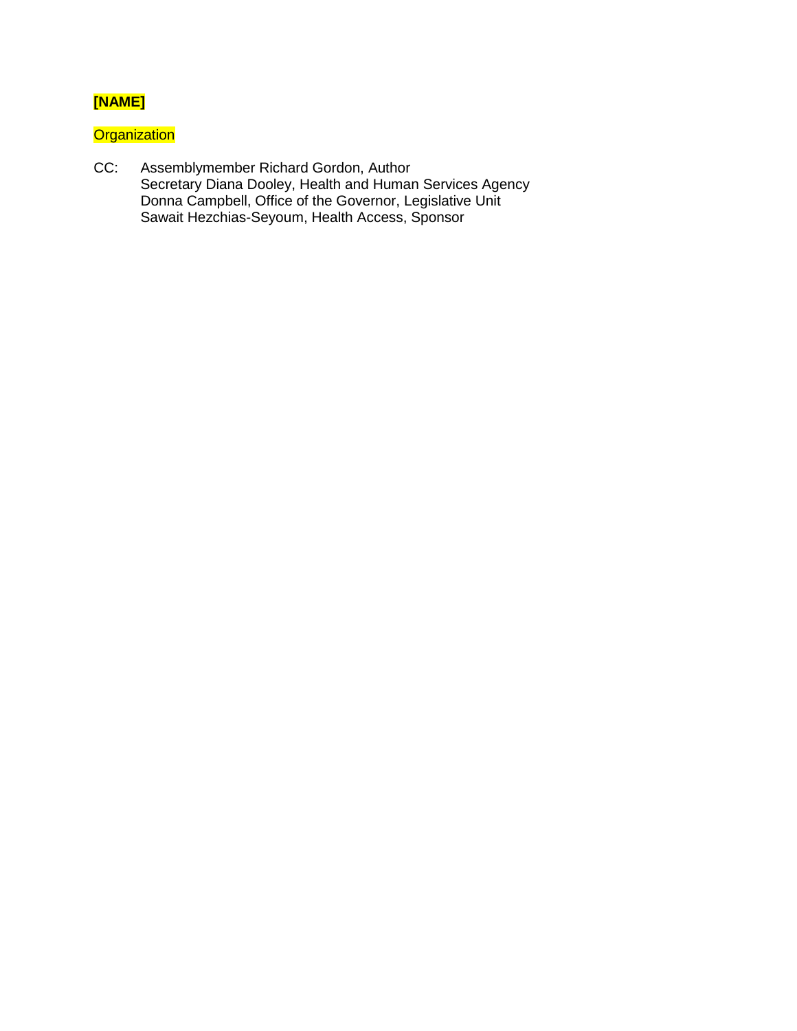**[NAME]**

Organization

CC: Assemblymember Richard Gordon, Author
Secretary Diana Dooley, Health and Human Services Agency
Donna Campbell, Office of the Governor, Legislative Unit
Sawait Hezchias-Seyoum, Health Access, Sponsor